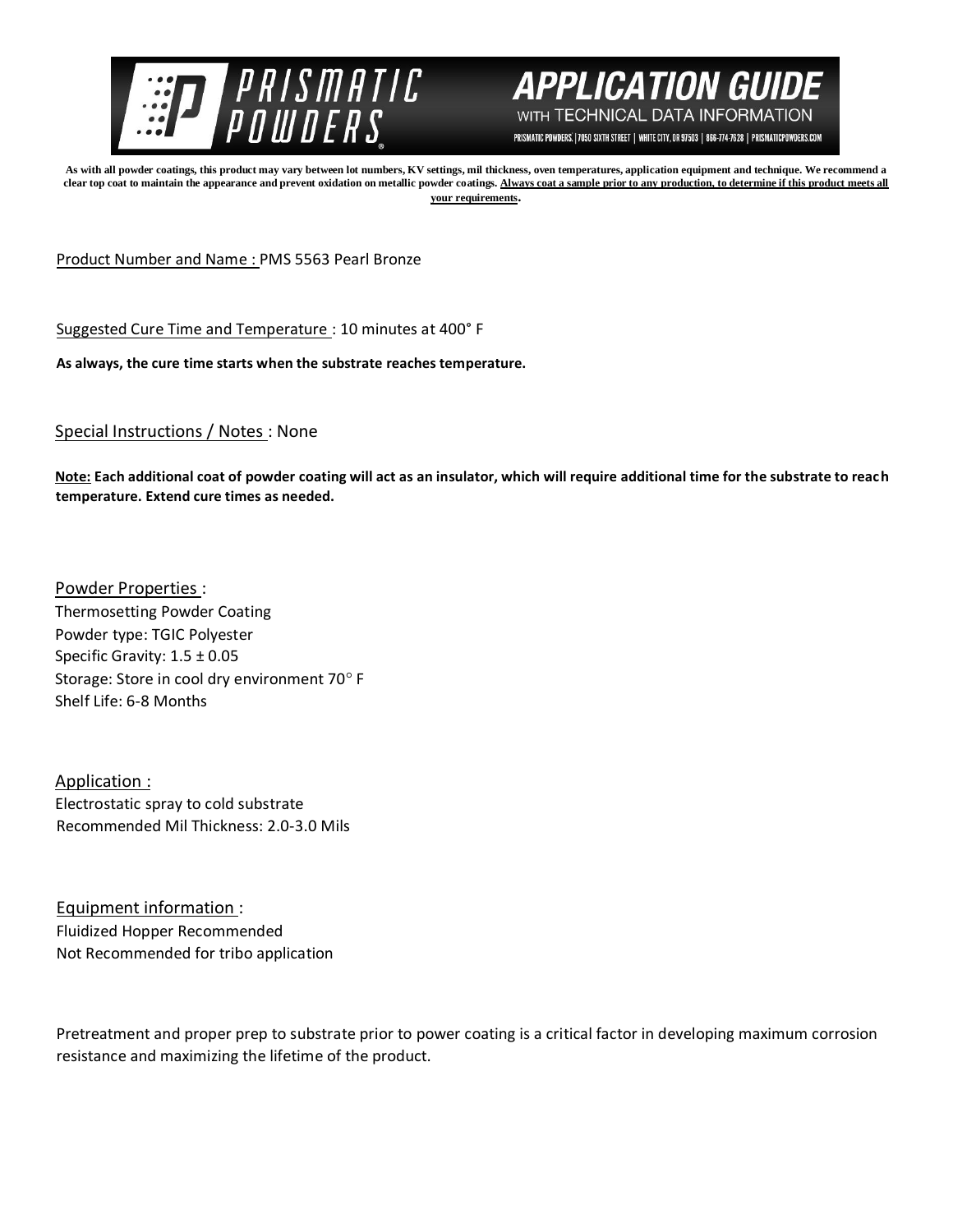# PRISMATIC POWDERS

## APPLICATION GUIDE

WITH TECHNICAL DATA INFORMATION

PRISMATIC POWDERS. | 7050 SIXTH STREET | WHITE CITY, OR 97503 | 866-774-7628 | PRISMATICPOWDERS.COM

**As with all powder coatings, this product may vary between lot numbers, KV settings, mil thickness, oven temperatures, application equipment and technique. We recommend a clear top coat to maintain the appearance and prevent oxidation on metallic powder coatings. Always coat a sample prior to any production, to determine if this product meets all your requirements.**

Product Number and Name : PMS 5563 Pearl Bronze

Suggested Cure Time and Temperature : 10 minutes at 400° F

**As always, the cure time starts when the substrate reaches temperature.**

Special Instructions / Notes : None

**Note: Each additional coat of powder coating will act as an insulator, which will require additional time for the substrate to reach temperature. Extend cure times as needed.**

Powder Properties :

Thermosetting Powder Coating
Powder type: TGIC Polyester
Specific Gravity: 1.5 ± 0.05
Storage: Store in cool dry environment 70° F
Shelf Life: 6-8 Months

Application :

Electrostatic spray to cold substrate
Recommended Mil Thickness: 2.0-3.0 Mils

Equipment information :

Fluidized Hopper Recommended
Not Recommended for tribo application

Pretreatment and proper prep to substrate prior to power coating is a critical factor in developing maximum corrosion resistance and maximizing the lifetime of the product.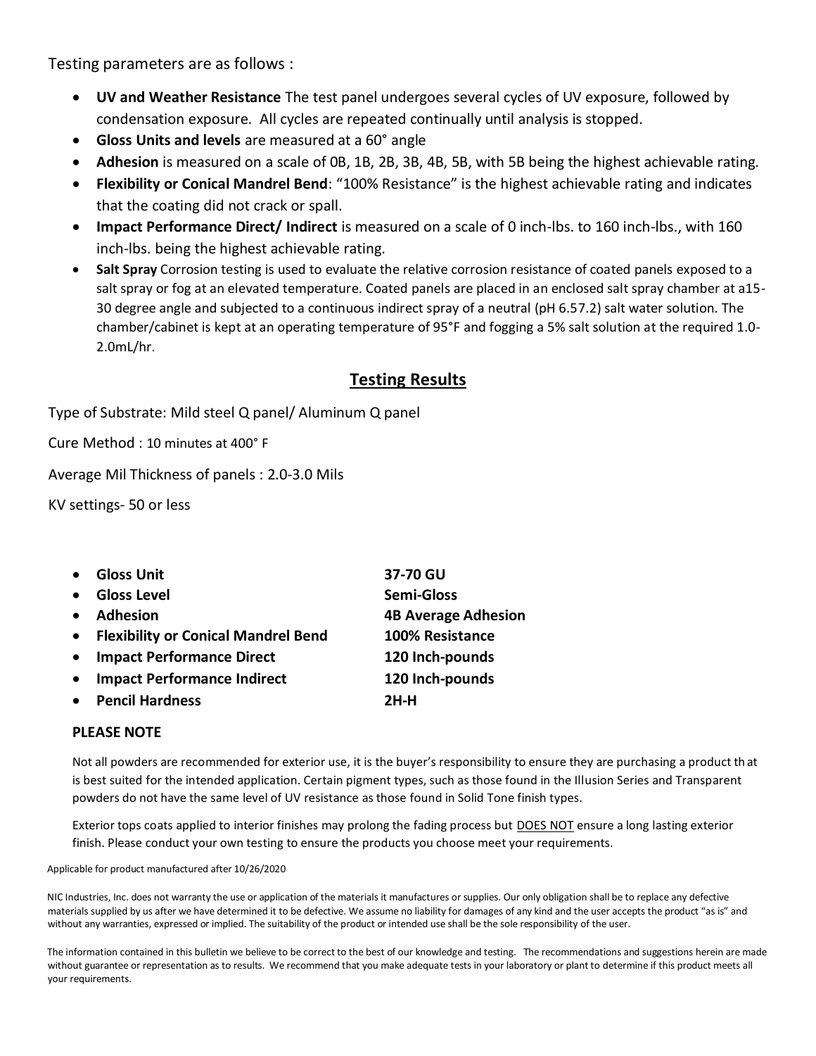Testing parameters are as follows :

- **UV and Weather Resistance** The test panel undergoes several cycles of UV exposure, followed by condensation exposure. All cycles are repeated continually until analysis is stopped.
- **Gloss Units and levels** are measured at a 60° angle
- **Adhesion** is measured on a scale of 0B, 1B, 2B, 3B, 4B, 5B, with 5B being the highest achievable rating.
- **Flexibility or Conical Mandrel Bend**: "100% Resistance" is the highest achievable rating and indicates that the coating did not crack or spall.
- **Impact Performance Direct/ Indirect** is measured on a scale of 0 inch-lbs. to 160 inch-lbs., with 160 inch-lbs. being the highest achievable rating.
- **Salt Spray** Corrosion testing is used to evaluate the relative corrosion resistance of coated panels exposed to a salt spray or fog at an elevated temperature. Coated panels are placed in an enclosed salt spray chamber at a15-30 degree angle and subjected to a continuous indirect spray of a neutral (pH 6.57.2) salt water solution. The chamber/cabinet is kept at an operating temperature of 95°F and fogging a 5% salt solution at the required 1.0-2.0mL/hr.

## Testing Results

Type of Substrate: Mild steel Q panel/ Aluminum Q panel

Cure Method : 10 minutes at 400° F

Average Mil Thickness of panels : 2.0-3.0 Mils

KV settings- 50 or less

- **Gloss Unit** — **37-70 GU**
- **Gloss Level** — **Semi-Gloss**
- **Adhesion** — **4B Average Adhesion**
- **Flexibility or Conical Mandrel Bend** — **100% Resistance**
- **Impact Performance Direct** — **120 Inch-pounds**
- **Impact Performance Indirect** — **120 Inch-pounds**
- **Pencil Hardness** — **2H-H**

**PLEASE NOTE**

Not all powders are recommended for exterior use, it is the buyer's responsibility to ensure they are purchasing a product that is best suited for the intended application. Certain pigment types, such as those found in the Illusion Series and Transparent powders do not have the same level of UV resistance as those found in Solid Tone finish types.

Exterior tops coats applied to interior finishes may prolong the fading process but DOES NOT ensure a long lasting exterior finish. Please conduct your own testing to ensure the products you choose meet your requirements.

Applicable for product manufactured after 10/26/2020

NIC Industries, Inc. does not warranty the use or application of the materials it manufactures or supplies. Our only obligation shall be to replace any defective materials supplied by us after we have determined it to be defective. We assume no liability for damages of any kind and the user accepts the product "as is" and without any warranties, expressed or implied. The suitability of the product or intended use shall be the sole responsibility of the user.

The information contained in this bulletin we believe to be correct to the best of our knowledge and testing. The recommendations and suggestions herein are made without guarantee or representation as to results. We recommend that you make adequate tests in your laboratory or plant to determine if this product meets all your requirements.